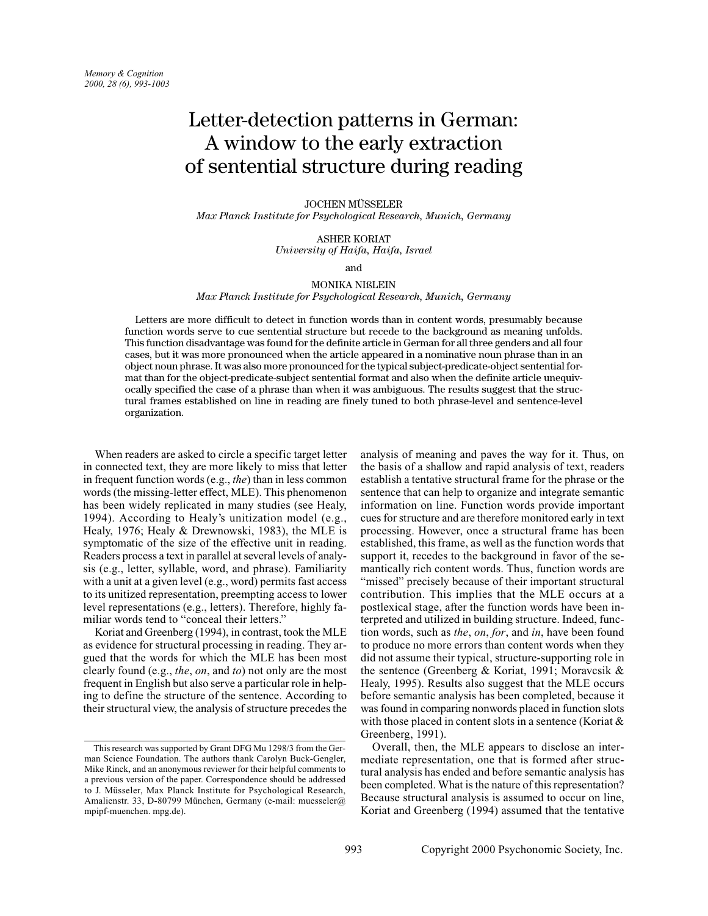# Letter-detection patterns in German: A window to the early extraction of sentential structure during reading

JOCHEN MÜSSELER
*Max Planck Institute for Psychological Research, Munich, Germany*

ASHER KORIAT
*University of Haifa, Haifa, Israel*

and

MONIKA NIßLEIN
*Max Planck Institute for Psychological Research, Munich, Germany*

Letters are more difficult to detect in function words than in content words, presumably because function words serve to cue sentential structure but recede to the background as meaning unfolds. This function disadvantage was found for the definite article in German for all three genders and all four cases, but it was more pronounced when the article appeared in a nominative noun phrase than in an object noun phrase. It was also more pronounced for the typical subject-predicate-object sentential format than for the object-predicate-subject sentential format and also when the definite article unequivocally specified the case of a phrase than when it was ambiguous. The results suggest that the structural frames established on line in reading are finely tuned to both phrase-level and sentence-level organization.

When readers are asked to circle a specific target letter in connected text, they are more likely to miss that letter in frequent function words (e.g., *the*) than in less common words (the missing-letter effect, MLE). This phenomenon has been widely replicated in many studies (see Healy, 1994). According to Healy's unitization model (e.g., Healy, 1976; Healy & Drewnowski, 1983), the MLE is symptomatic of the size of the effective unit in reading. Readers process a text in parallel at several levels of analysis (e.g., letter, syllable, word, and phrase). Familiarity with a unit at a given level (e.g., word) permits fast access to its unitized representation, preempting access to lower level representations (e.g., letters). Therefore, highly familiar words tend to "conceal their letters."

Koriat and Greenberg (1994), in contrast, took the MLE as evidence for structural processing in reading. They argued that the words for which the MLE has been most clearly found (e.g., *the*, *on*, and *to*) not only are the most frequent in English but also serve a particular role in helping to define the structure of the sentence. According to their structural view, the analysis of structure precedes the analysis of meaning and paves the way for it. Thus, on the basis of a shallow and rapid analysis of text, readers establish a tentative structural frame for the phrase or the sentence that can help to organize and integrate semantic information on line. Function words provide important cues for structure and are therefore monitored early in text processing. However, once a structural frame has been established, this frame, as well as the function words that support it, recedes to the background in favor of the semantically rich content words. Thus, function words are "missed" precisely because of their important structural contribution. This implies that the MLE occurs at a postlexical stage, after the function words have been interpreted and utilized in building structure. Indeed, function words, such as *the*, *on*, *for*, and *in*, have been found to produce no more errors than content words when they did not assume their typical, structure-supporting role in the sentence (Greenberg & Koriat, 1991; Moravcsik & Healy, 1995). Results also suggest that the MLE occurs before semantic analysis has been completed, because it was found in comparing nonwords placed in function slots with those placed in content slots in a sentence (Koriat & Greenberg, 1991).

Overall, then, the MLE appears to disclose an intermediate representation, one that is formed after structural analysis has ended and before semantic analysis has been completed. What is the nature of this representation? Because structural analysis is assumed to occur on line, Koriat and Greenberg (1994) assumed that the tentative

---

This research was supported by Grant DFG Mu 1298/3 from the German Science Foundation. The authors thank Carolyn Buck-Gengler, Mike Rinck, and an anonymous reviewer for their helpful comments to a previous version of the paper. Correspondence should be addressed to J. Müsseler, Max Planck Institute for Psychological Research, Amalienstr. 33, D-80799 München, Germany (e-mail: muesseler@mpipf-muenchen. mpg.de).

Copyright 2000 Psychonomic Society, Inc.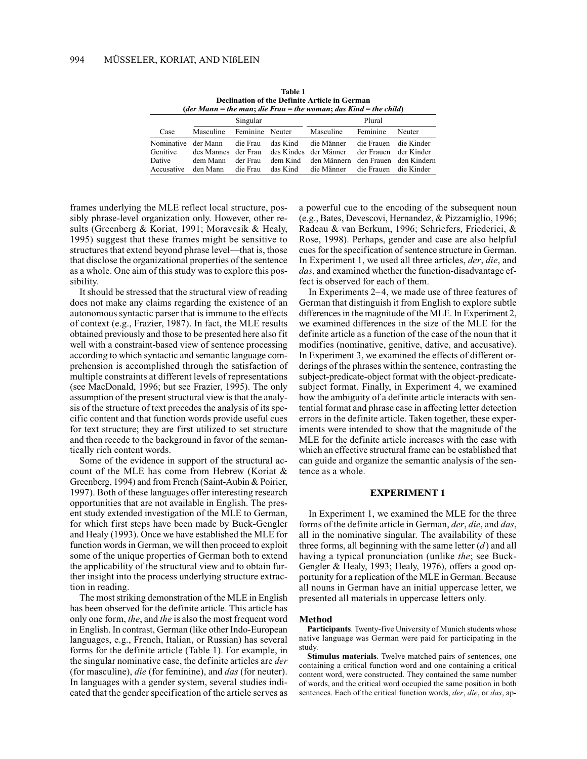**Table 1**
**Declination of the Definite Article in German**
**(*der Mann* = *the man*; *die Frau* = *the woman*; *das Kind* = *the child*)**

| Case | Singular | | | Plural | | |
|---|---|---|---|---|---|---|
| | Masculine | Feminine | Neuter | Masculine | Feminine | Neuter |
| Nominative | der Mann | die Frau | das Kind | die Männer | die Frauen | die Kinder |
| Genitive | des Mannes | der Frau | des Kindes | der Männer | der Frauen | der Kinder |
| Dative | dem Mann | der Frau | dem Kind | den Männern | den Frauen | den Kindern |
| Accusative | den Mann | die Frau | das Kind | die Männer | die Frauen | die Kinder |

frames underlying the MLE reflect local structure, possibly phrase-level organization only. However, other results (Greenberg & Koriat, 1991; Moravcsik & Healy, 1995) suggest that these frames might be sensitive to structures that extend beyond phrase level—that is, those that disclose the organizational properties of the sentence as a whole. One aim of this study was to explore this possibility.

It should be stressed that the structural view of reading does not make any claims regarding the existence of an autonomous syntactic parser that is immune to the effects of context (e.g., Frazier, 1987). In fact, the MLE results obtained previously and those to be presented here also fit well with a constraint-based view of sentence processing according to which syntactic and semantic language comprehension is accomplished through the satisfaction of multiple constraints at different levels of representations (see MacDonald, 1996; but see Frazier, 1995). The only assumption of the present structural view is that the analysis of the structure of text precedes the analysis of its specific content and that function words provide useful cues for text structure; they are first utilized to set structure and then recede to the background in favor of the semantically rich content words.

Some of the evidence in support of the structural account of the MLE has come from Hebrew (Koriat & Greenberg, 1994) and from French (Saint-Aubin & Poirier, 1997). Both of these languages offer interesting research opportunities that are not available in English. The present study extended investigation of the MLE to German, for which first steps have been made by Buck-Gengler and Healy (1993). Once we have established the MLE for function words in German, we will then proceed to exploit some of the unique properties of German both to extend the applicability of the structural view and to obtain further insight into the process underlying structure extraction in reading.

The most striking demonstration of the MLE in English has been observed for the definite article. This article has only one form, *the*, and *the* is also the most frequent word in English. In contrast, German (like other Indo-European languages, e.g., French, Italian, or Russian) has several forms for the definite article (Table 1). For example, in the singular nominative case, the definite articles are *der* (for masculine), *die* (for feminine), and *das* (for neuter). In languages with a gender system, several studies indicated that the gender specification of the article serves as a powerful cue to the encoding of the subsequent noun (e.g., Bates, Devescovi, Hernandez, & Pizzamiglio, 1996; Radeau & van Berkum, 1996; Schriefers, Friederici, & Rose, 1998). Perhaps, gender and case are also helpful cues for the specification of sentence structure in German. In Experiment 1, we used all three articles, *der*, *die*, and *das*, and examined whether the function-disadvantage effect is observed for each of them.

In Experiments 2–4, we made use of three features of German that distinguish it from English to explore subtle differences in the magnitude of the MLE. In Experiment 2, we examined differences in the size of the MLE for the definite article as a function of the case of the noun that it modifies (nominative, genitive, dative, and accusative). In Experiment 3, we examined the effects of different orderings of the phrases within the sentence, contrasting the subject-predicate-object format with the object-predicate-subject format. Finally, in Experiment 4, we examined how the ambiguity of a definite article interacts with sentential format and phrase case in affecting letter detection errors in the definite article. Taken together, these experiments were intended to show that the magnitude of the MLE for the definite article increases with the ease with which an effective structural frame can be established that can guide and organize the semantic analysis of the sentence as a whole.

## EXPERIMENT 1

In Experiment 1, we examined the MLE for the three forms of the definite article in German, *der*, *die*, and *das*, all in the nominative singular. The availability of these three forms, all beginning with the same letter (*d*) and all having a typical pronunciation (unlike *the*; see Buck-Gengler & Healy, 1993; Healy, 1976), offers a good opportunity for a replication of the MLE in German. Because all nouns in German have an initial uppercase letter, we presented all materials in uppercase letters only.

### Method

**Participants**. Twenty-five University of Munich students whose native language was German were paid for participating in the study.

**Stimulus materials**. Twelve matched pairs of sentences, one containing a critical function word and one containing a critical content word, were constructed. They contained the same number of words, and the critical word occupied the same position in both sentences. Each of the critical function words, *der*, *die*, or *das*, ap-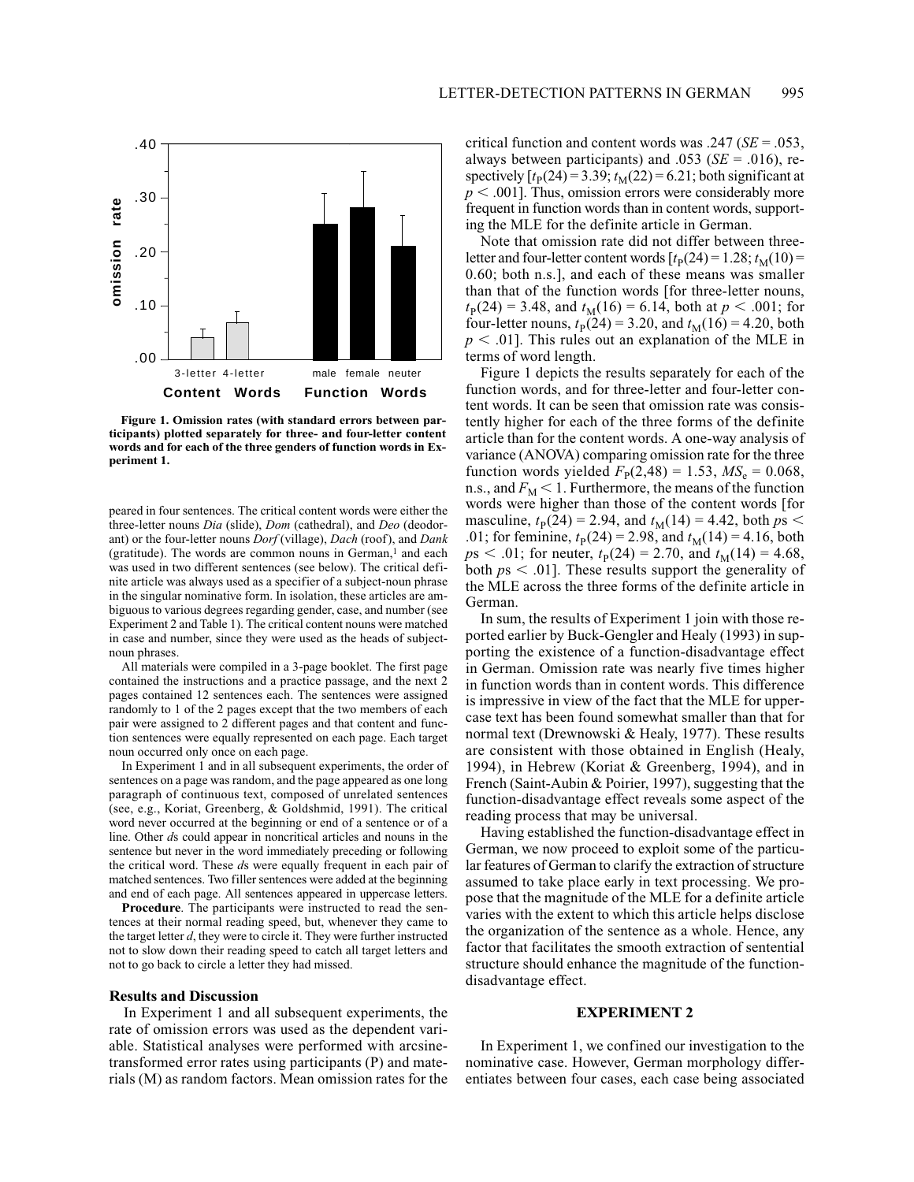**Figure 1. Omission rates (with standard errors between participants) plotted separately for three- and four-letter content words and for each of the three genders of function words in Experiment 1.**

peared in four sentences. The critical content words were either the three-letter nouns *Dia* (slide), *Dom* (cathedral), and *Deo* (deodorant) or the four-letter nouns *Dorf* (village), *Dach* (roof), and *Dank* (gratitude). The words are common nouns in German,[1] and each was used in two different sentences (see below). The critical definite article was always used as a specifier of a subject-noun phrase in the singular nominative form. In isolation, these articles are ambiguous to various degrees regarding gender, case, and number (see Experiment 2 and Table 1). The critical content nouns were matched in case and number, since they were used as the heads of subject-noun phrases.

All materials were compiled in a 3-page booklet. The first page contained the instructions and a practice passage, and the next 2 pages contained 12 sentences each. The sentences were assigned randomly to 1 of the 2 pages except that the two members of each pair were assigned to 2 different pages and that content and function sentences were equally represented on each page. Each target noun occurred only once on each page.

In Experiment 1 and in all subsequent experiments, the order of sentences on a page was random, and the page appeared as one long paragraph of continuous text, composed of unrelated sentences (see, e.g., Koriat, Greenberg, & Goldshmid, 1991). The critical word never occurred at the beginning or end of a sentence or of a line. Other *d*s could appear in noncritical articles and nouns in the sentence but never in the word immediately preceding or following the critical word. These *d*s were equally frequent in each pair of matched sentences. Two filler sentences were added at the beginning and end of each page. All sentences appeared in uppercase letters.

**Procedure**. The participants were instructed to read the sentences at their normal reading speed, but, whenever they came to the target letter *d*, they were to circle it. They were further instructed not to slow down their reading speed to catch all target letters and not to go back to circle a letter they had missed.

### Results and Discussion

In Experiment 1 and all subsequent experiments, the rate of omission errors was used as the dependent variable. Statistical analyses were performed with arcsine-transformed error rates using participants (P) and materials (M) as random factors. Mean omission rates for the critical function and content words was .247 (*SE* = .053, always between participants) and .053 (*SE* = .016), respectively [$t_P(24) = 3.39$; $t_M(22) = 6.21$; both significant at $p < .001$]. Thus, omission errors were considerably more frequent in function words than in content words, supporting the MLE for the definite article in German.

Note that omission rate did not differ between three-letter and four-letter content words [$t_P(24) = 1.28$; $t_M(10) = 0.60$; both n.s.], and each of these means was smaller than that of the function words [for three-letter nouns, $t_P(24) = 3.48$, and $t_M(16) = 6.14$, both at $p < .001$; for four-letter nouns, $t_P(24) = 3.20$, and $t_M(16) = 4.20$, both $p < .01$]. This rules out an explanation of the MLE in terms of word length.

Figure 1 depicts the results separately for each of the function words, and for three-letter and four-letter content words. It can be seen that omission rate was consistently higher for each of the three forms of the definite article than for the content words. A one-way analysis of variance (ANOVA) comparing omission rate for the three function words yielded $F_P(2,48) = 1.53$, $MS_e = 0.068$, n.s., and $F_M < 1$. Furthermore, the means of the function words were higher than those of the content words [for masculine, $t_P(24) = 2.94$, and $t_M(14) = 4.42$, both $p$s $< .01$; for feminine, $t_P(24) = 2.98$, and $t_M(14) = 4.16$, both $p$s $< .01$; for neuter, $t_P(24) = 2.70$, and $t_M(14) = 4.68$, both $p$s $< .01$]. These results support the generality of the MLE across the three forms of the definite article in German.

In sum, the results of Experiment 1 join with those reported earlier by Buck-Gengler and Healy (1993) in supporting the existence of a function-disadvantage effect in German. Omission rate was nearly five times higher in function words than in content words. This difference is impressive in view of the fact that the MLE for uppercase text has been found somewhat smaller than that for normal text (Drewnowski & Healy, 1977). These results are consistent with those obtained in English (Healy, 1994), in Hebrew (Koriat & Greenberg, 1994), and in French (Saint-Aubin & Poirier, 1997), suggesting that the function-disadvantage effect reveals some aspect of the reading process that may be universal.

Having established the function-disadvantage effect in German, we now proceed to exploit some of the particular features of German to clarify the extraction of structure assumed to take place early in text processing. We propose that the magnitude of the MLE for a definite article varies with the extent to which this article helps disclose the organization of the sentence as a whole. Hence, any factor that facilitates the smooth extraction of sentential structure should enhance the magnitude of the function-disadvantage effect.

## EXPERIMENT 2

In Experiment 1, we confined our investigation to the nominative case. However, German morphology differentiates between four cases, each case being associated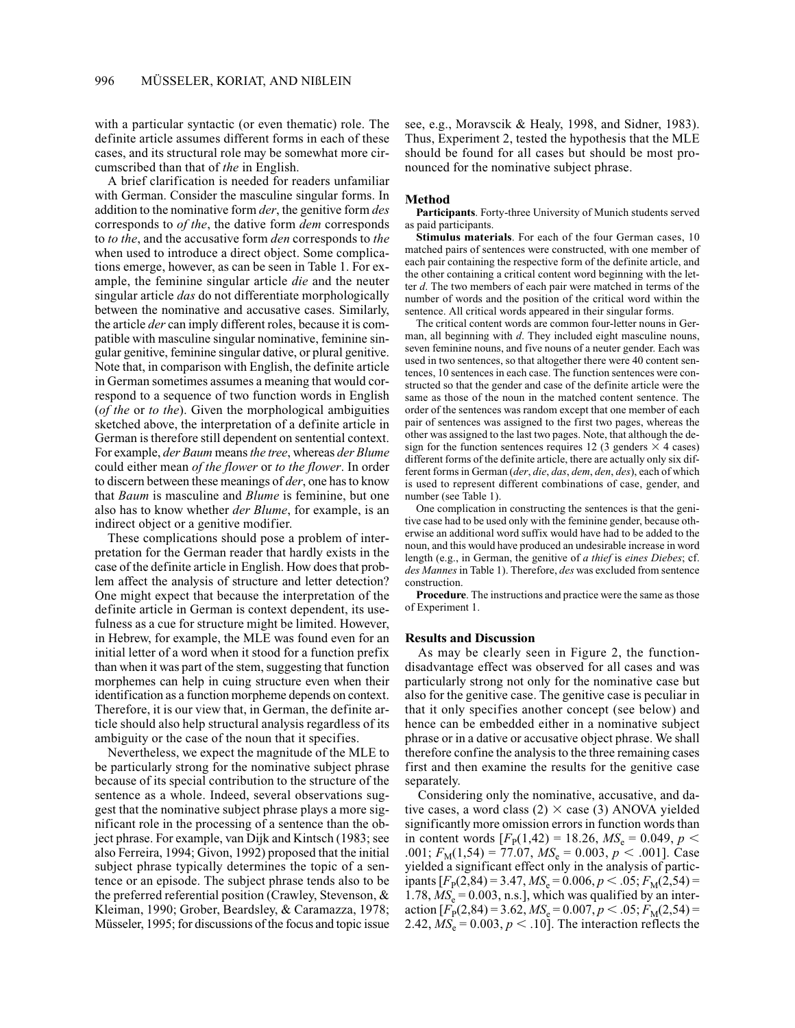with a particular syntactic (or even thematic) role. The definite article assumes different forms in each of these cases, and its structural role may be somewhat more circumscribed than that of *the* in English.

A brief clarification is needed for readers unfamiliar with German. Consider the masculine singular forms. In addition to the nominative form *der*, the genitive form *des* corresponds to *of the*, the dative form *dem* corresponds to *to the*, and the accusative form *den* corresponds to *the* when used to introduce a direct object. Some complications emerge, however, as can be seen in Table 1. For example, the feminine singular article *die* and the neuter singular article *das* do not differentiate morphologically between the nominative and accusative cases. Similarly, the article *der* can imply different roles, because it is compatible with masculine singular nominative, feminine singular genitive, feminine singular dative, or plural genitive. Note that, in comparison with English, the definite article in German sometimes assumes a meaning that would correspond to a sequence of two function words in English (*of the* or *to the*). Given the morphological ambiguities sketched above, the interpretation of a definite article in German is therefore still dependent on sentential context. For example, *der Baum* means *the tree*, whereas *der Blume* could either mean *of the flower* or *to the flower*. In order to discern between these meanings of *der*, one has to know that *Baum* is masculine and *Blume* is feminine, but one also has to know whether *der Blume*, for example, is an indirect object or a genitive modifier.

These complications should pose a problem of interpretation for the German reader that hardly exists in the case of the definite article in English. How does that problem affect the analysis of structure and letter detection? One might expect that because the interpretation of the definite article in German is context dependent, its usefulness as a cue for structure might be limited. However, in Hebrew, for example, the MLE was found even for an initial letter of a word when it stood for a function prefix than when it was part of the stem, suggesting that function morphemes can help in cuing structure even when their identification as a function morpheme depends on context. Therefore, it is our view that, in German, the definite article should also help structural analysis regardless of its ambiguity or the case of the noun that it specifies.

Nevertheless, we expect the magnitude of the MLE to be particularly strong for the nominative subject phrase because of its special contribution to the structure of the sentence as a whole. Indeed, several observations suggest that the nominative subject phrase plays a more significant role in the processing of a sentence than the object phrase. For example, van Dijk and Kintsch (1983; see also Ferreira, 1994; Givon, 1992) proposed that the initial subject phrase typically determines the topic of a sentence or an episode. The subject phrase tends also to be the preferred referential position (Crawley, Stevenson, & Kleiman, 1990; Grober, Beardsley, & Caramazza, 1978; Müsseler, 1995; for discussions of the focus and topic issue see, e.g., Moravscik & Healy, 1998, and Sidner, 1983). Thus, Experiment 2, tested the hypothesis that the MLE should be found for all cases but should be most pronounced for the nominative subject phrase.

### Method

**Participants**. Forty-three University of Munich students served as paid participants.

**Stimulus materials**. For each of the four German cases, 10 matched pairs of sentences were constructed, with one member of each pair containing the respective form of the definite article, and the other containing a critical content word beginning with the letter *d*. The two members of each pair were matched in terms of the number of words and the position of the critical word within the sentence. All critical words appeared in their singular forms.

The critical content words are common four-letter nouns in German, all beginning with *d*. They included eight masculine nouns, seven feminine nouns, and five nouns of a neuter gender. Each was used in two sentences, so that altogether there were 40 content sentences, 10 sentences in each case. The function sentences were constructed so that the gender and case of the definite article were the same as those of the noun in the matched content sentence. The order of the sentences was random except that one member of each pair of sentences was assigned to the first two pages, whereas the other was assigned to the last two pages. Note, that although the design for the function sentences requires 12 (3 genders × 4 cases) different forms of the definite article, there are actually only six different forms in German (*der*, *die*, *das*, *dem*, *den*, *des*), each of which is used to represent different combinations of case, gender, and number (see Table 1).

One complication in constructing the sentences is that the genitive case had to be used only with the feminine gender, because otherwise an additional word suffix would have had to be added to the noun, and this would have produced an undesirable increase in word length (e.g., in German, the genitive of *a thief* is *eines Diebes*; cf. *des Mannes* in Table 1). Therefore, *des* was excluded from sentence construction.

**Procedure**. The instructions and practice were the same as those of Experiment 1.

### Results and Discussion

As may be clearly seen in Figure 2, the function-disadvantage effect was observed for all cases and was particularly strong not only for the nominative case but also for the genitive case. The genitive case is peculiar in that it only specifies another concept (see below) and hence can be embedded either in a nominative subject phrase or in a dative or accusative object phrase. We shall therefore confine the analysis to the three remaining cases first and then examine the results for the genitive case separately.

Considering only the nominative, accusative, and dative cases, a word class (2) × case (3) ANOVA yielded significantly more omission errors in function words than in content words [$F_P(1,42) = 18.26$, $MS_e = 0.049$, $p < .001$; $F_M(1,54) = 77.07$, $MS_e = 0.003$, $p < .001$]. Case yielded a significant effect only in the analysis of participants [$F_P(2,84) = 3.47$, $MS_e = 0.006$, $p < .05$; $F_M(2,54) = 1.78$, $MS_e = 0.003$, n.s.], which was qualified by an interaction [$F_P(2,84) = 3.62$, $MS_e = 0.007$, $p < .05$; $F_M(2,54) = 2.42$, $MS_e = 0.003$, $p < .10$]. The interaction reflects the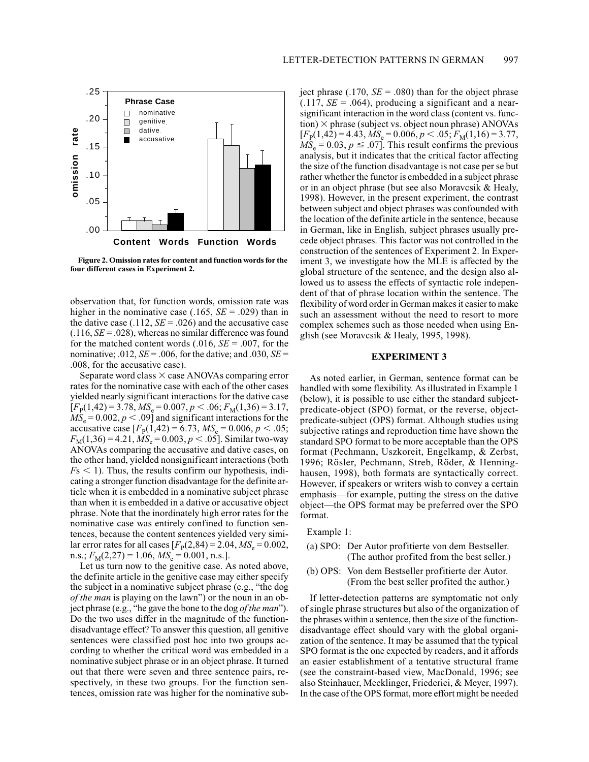**Figure 2. Omission rates for content and function words for the four different cases in Experiment 2.**

observation that, for function words, omission rate was higher in the nominative case (.165, *SE* = .029) than in the dative case (.112, *SE* = .026) and the accusative case (.116, *SE* = .028), whereas no similar difference was found for the matched content words (.016, *SE* = .007, for the nominative; .012, *SE* = .006, for the dative; and .030, *SE* = .008, for the accusative case).

Separate word class × case ANOVAs comparing error rates for the nominative case with each of the other cases yielded nearly significant interactions for the dative case [$F_P(1,42) = 3.78$, $MS_e = 0.007$, $p < .06$; $F_M(1,36) = 3.17$, $MS_e = 0.002$, $p < .09$] and significant interactions for the accusative case [$F_P(1,42) = 6.73$, $MS_e = 0.006$, $p < .05$; $F_M(1,36) = 4.21$, $MS_e = 0.003$, $p < .05$]. Similar two-way ANOVAs comparing the accusative and dative cases, on the other hand, yielded nonsignificant interactions (both $F$s $< 1$). Thus, the results confirm our hypothesis, indicating a stronger function disadvantage for the definite article when it is embedded in a nominative subject phrase than when it is embedded in a dative or accusative object phrase. Note that the inordinately high error rates for the nominative case was entirely confined to function sentences, because the content sentences yielded very similar error rates for all cases [$F_P(2,84) = 2.04$, $MS_e = 0.002$, n.s.; $F_M(2,27) = 1.06$, $MS_e = 0.001$, n.s.].

Let us turn now to the genitive case. As noted above, the definite article in the genitive case may either specify the subject in a nominative subject phrase (e.g., "the dog *of the man* is playing on the lawn") or the noun in an object phrase (e.g., "he gave the bone to the dog *of the man*"). Do the two uses differ in the magnitude of the function-disadvantage effect? To answer this question, all genitive sentences were classified post hoc into two groups according to whether the critical word was embedded in a nominative subject phrase or in an object phrase. It turned out that there were seven and three sentence pairs, respectively, in these two groups. For the function sentences, omission rate was higher for the nominative subject phrase (.170, *SE* = .080) than for the object phrase (.117, *SE* = .064), producing a significant and a near-significant interaction in the word class (content vs. function) × phrase (subject vs. object noun phrase) ANOVAs [$F_P(1,42) = 4.43$, $MS_e = 0.006$, $p < .05$; $F_M(1,16) = 3.77$, $MS_e = 0.03$, $p \leq .07$]. This result confirms the previous analysis, but it indicates that the critical factor affecting the size of the function disadvantage is not case per se but rather whether the functor is embedded in a subject phrase or in an object phrase (but see also Moravcsik & Healy, 1998). However, in the present experiment, the contrast between subject and object phrases was confounded with the location of the definite article in the sentence, because in German, like in English, subject phrases usually precede object phrases. This factor was not controlled in the construction of the sentences of Experiment 2. In Experiment 3, we investigate how the MLE is affected by the global structure of the sentence, and the design also allowed us to assess the effects of syntactic role independent of that of phrase location within the sentence. The flexibility of word order in German makes it easier to make such an assessment without the need to resort to more complex schemes such as those needed when using English (see Moravcsik & Healy, 1995, 1998).

## EXPERIMENT 3

As noted earlier, in German, sentence format can be handled with some flexibility. As illustrated in Example 1 (below), it is possible to use either the standard subject-predicate-object (SPO) format, or the reverse, object-predicate-subject (OPS) format. Although studies using subjective ratings and reproduction time have shown the standard SPO format to be more acceptable than the OPS format (Pechmann, Uszkoreit, Engelkamp, & Zerbst, 1996; Rösler, Pechmann, Streb, Röder, & Henninghausen, 1998), both formats are syntactically correct. However, if speakers or writers wish to convey a certain emphasis—for example, putting the stress on the dative object—the OPS format may be preferred over the SPO format.

Example 1:

(a) SPO: Der Autor profitierte von dem Bestseller. (The author profited from the best seller.)

(b) OPS: Von dem Bestseller profitierte der Autor. (From the best seller profited the author.)

If letter-detection patterns are symptomatic not only of single phrase structures but also of the organization of the phrases within a sentence, then the size of the function-disadvantage effect should vary with the global organization of the sentence. It may be assumed that the typical SPO format is the one expected by readers, and it affords an easier establishment of a tentative structural frame (see the constraint-based view, MacDonald, 1996; see also Steinhauer, Mecklinger, Friederici, & Meyer, 1997). In the case of the OPS format, more effort might be needed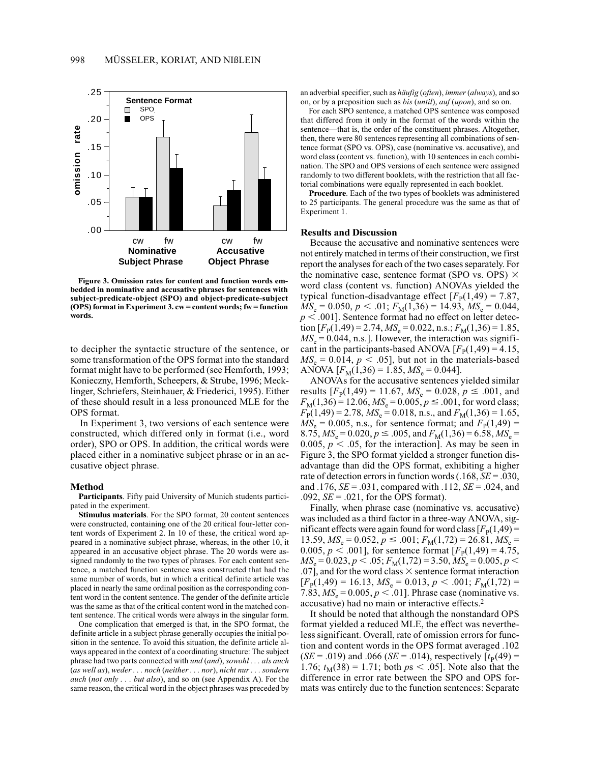Figure 3. Omission rates for content and function words embedded in nominative and accusative phrases for sentences with subject-predicate-object (SPO) and object-predicate-subject (OPS) format in Experiment 3. cw = content words; fw = function words.

to decipher the syntactic structure of the sentence, or some transformation of the OPS format into the standard format might have to be performed (see Hemforth, 1993; Konieczny, Hemforth, Scheepers, & Strube, 1996; Mecklinger, Schriefers, Steinhauer, & Friederici, 1995). Either of these should result in a less pronounced MLE for the OPS format.

In Experiment 3, two versions of each sentence were constructed, which differed only in format (i.e., word order), SPO or OPS. In addition, the critical words were placed either in a nominative subject phrase or in an accusative object phrase.

### Method

**Participants**. Fifty paid University of Munich students participated in the experiment.

**Stimulus materials**. For the SPO format, 20 content sentences were constructed, containing one of the 20 critical four-letter content words of Experiment 2. In 10 of these, the critical word appeared in a nominative subject phrase, whereas, in the other 10, it appeared in an accusative object phrase. The 20 words were assigned randomly to the two types of phrases. For each content sentence, a matched function sentence was constructed that had the same number of words, but in which a critical definite article was placed in nearly the same ordinal position as the corresponding content word in the content sentence. The gender of the definite article was the same as that of the critical content word in the matched content sentence. The critical words were always in the singular form.

One complication that emerged is that, in the SPO format, the definite article in a subject phrase generally occupies the initial position in the sentence. To avoid this situation, the definite article always appeared in the context of a coordinating structure: The subject phrase had two parts connected with *und* (*and*), *sowohl . . . als auch* (*as well as*), *weder . . . noch* (*neither . . . nor*), *nicht nur . . . sondern auch* (*not only . . . but also*), and so on (see Appendix A). For the same reason, the critical word in the object phrases was preceded by an adverbial specifier, such as *häufig* (*often*), *immer* (*always*), and so on, or by a preposition such as *bis* (*until*), *auf* (*upon*), and so on.

For each SPO sentence, a matched OPS sentence was composed that differed from it only in the format of the words within the sentence—that is, the order of the constituent phrases. Altogether, then, there were 80 sentences representing all combinations of sentence format (SPO vs. OPS), case (nominative vs. accusative), and word class (content vs. function), with 10 sentences in each combination. The SPO and OPS versions of each sentence were assigned randomly to two different booklets, with the restriction that all factorial combinations were equally represented in each booklet.

**Procedure**. Each of the two types of booklets was administered to 25 participants. The general procedure was the same as that of Experiment 1.

### Results and Discussion

Because the accusative and nominative sentences were not entirely matched in terms of their construction, we first report the analyses for each of the two cases separately. For the nominative case, sentence format (SPO vs. OPS) × word class (content vs. function) ANOVAs yielded the typical function-disadvantage effect [$F_P(1,49) = 7.87$, $MS_e = 0.050$, $p < .01$; $F_M(1,36) = 14.93$, $MS_e = 0.044$, $p < .001$]. Sentence format had no effect on letter detection [$F_P(1,49) = 2.74$, $MS_e = 0.022$, n.s.; $F_M(1,36) = 1.85$, $MS_e = 0.044$, n.s.]. However, the interaction was significant in the participants-based ANOVA [$F_P(1,49) = 4.15$, $MS_e = 0.014$, $p < .05$], but not in the materials-based ANOVA [$F_M(1,36) = 1.85$, $MS_e = 0.044$].

ANOVAs for the accusative sentences yielded similar results [$F_P(1,49) = 11.67$, $MS_e = 0.028$, $p \leq .001$, and $F_M(1,36) = 12.06$, $MS_e = 0.005$, $p \leq .001$, for word class; $F_P(1,49) = 2.78$, $MS_e = 0.018$, n.s., and $F_M(1,36) = 1.65$, $MS_e = 0.005$, n.s., for sentence format; and $F_P(1,49) = 8.75$, $MS_e = 0.020$, $p \leq .005$, and $F_M(1,36) = 6.58$, $MS_e = 0.005$, $p < .05$, for the interaction]. As may be seen in Figure 3, the SPO format yielded a stronger function disadvantage than did the OPS format, exhibiting a higher rate of detection errors in function words (.168, $SE = .030$, and .176, $SE = .031$, compared with .112, $SE = .024$, and .092, $SE = .021$, for the OPS format).

Finally, when phrase case (nominative vs. accusative) was included as a third factor in a three-way ANOVA, significant effects were again found for word class [$F_P(1,49) = 13.59$, $MS_e = 0.052$, $p \leq .001$; $F_M(1,72) = 26.81$, $MS_e = 0.005$, $p < .001$], for sentence format [$F_P(1,49) = 4.75$, $MS_e = 0.023$, $p < .05$; $F_M(1,72) = 3.50$, $MS_e = 0.005$, $p < .07$], and for the word class × sentence format interaction [$F_P(1,49) = 16.13$, $MS_e = 0.013$, $p < .001$; $F_M(1,72) = 7.83$, $MS_e = 0.005$, $p < .01$]. Phrase case (nominative vs. accusative) had no main or interactive effects.[2]

It should be noted that although the nonstandard OPS format yielded a reduced MLE, the effect was nevertheless significant. Overall, rate of omission errors for function and content words in the OPS format averaged .102 ($SE = .019$) and .066 ($SE = .014$), respectively [$t_P(49) = 1.76$; $t_M(38) = 1.71$; both $p$s $< .05$]. Note also that the difference in error rate between the SPO and OPS formats was entirely due to the function sentences: Separate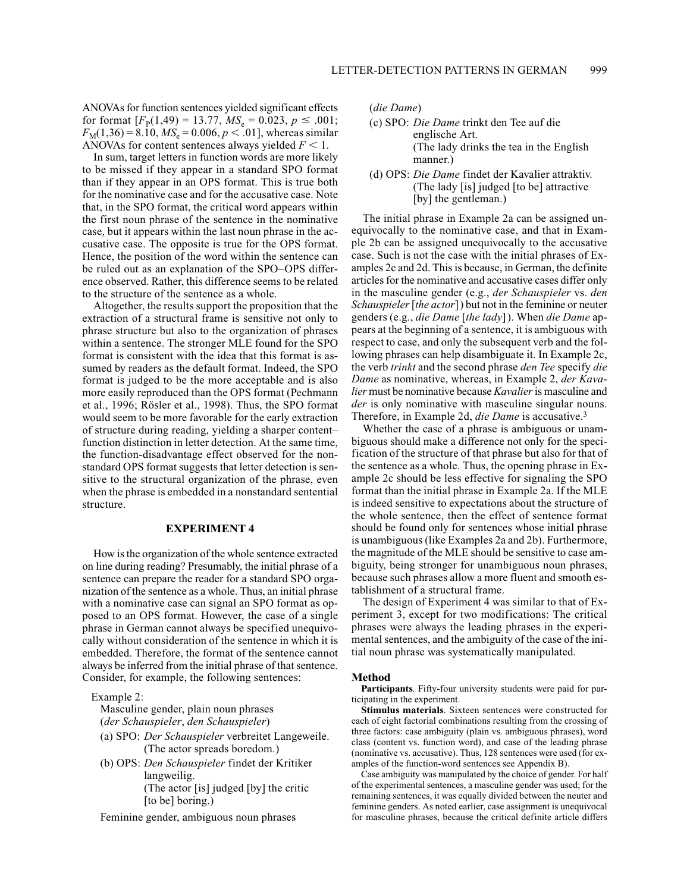ANOVAs for function sentences yielded significant effects for format [$F_P(1,49) = 13.77$, $MS_e = 0.023$, $p \leq .001$; $F_M(1,36) = 8.10$, $MS_e = 0.006$, $p < .01$], whereas similar ANOVAs for content sentences always yielded $F < 1$.

In sum, target letters in function words are more likely to be missed if they appear in a standard SPO format than if they appear in an OPS format. This is true both for the nominative case and for the accusative case. Note that, in the SPO format, the critical word appears within the first noun phrase of the sentence in the nominative case, but it appears within the last noun phrase in the accusative case. The opposite is true for the OPS format. Hence, the position of the word within the sentence can be ruled out as an explanation of the SPO–OPS difference observed. Rather, this difference seems to be related to the structure of the sentence as a whole.

Altogether, the results support the proposition that the extraction of a structural frame is sensitive not only to phrase structure but also to the organization of phrases within a sentence. The stronger MLE found for the SPO format is consistent with the idea that this format is assumed by readers as the default format. Indeed, the SPO format is judged to be the more acceptable and is also more easily reproduced than the OPS format (Pechmann et al., 1996; Rösler et al., 1998). Thus, the SPO format would seem to be more favorable for the early extraction of structure during reading, yielding a sharper content–function distinction in letter detection. At the same time, the function-disadvantage effect observed for the nonstandard OPS format suggests that letter detection is sensitive to the structural organization of the phrase, even when the phrase is embedded in a nonstandard sentential structure.

## EXPERIMENT 4

How is the organization of the whole sentence extracted on line during reading? Presumably, the initial phrase of a sentence can prepare the reader for a standard SPO organization of the sentence as a whole. Thus, an initial phrase with a nominative case can signal an SPO format as opposed to an OPS format. However, the case of a single phrase in German cannot always be specified unequivocally without consideration of the sentence in which it is embedded. Therefore, the format of the sentence cannot always be inferred from the initial phrase of that sentence. Consider, for example, the following sentences:

Example 2:

Masculine gender, plain noun phrases (*der Schauspieler*, *den Schauspieler*)

(a) SPO: *Der Schauspieler* verbreitet Langeweile.
(The actor spreads boredom.)

(b) OPS: *Den Schauspieler* findet der Kritiker langweilig.
(The actor [is] judged [by] the critic [to be] boring.)

Feminine gender, ambiguous noun phrases (*die Dame*)

(c) SPO: *Die Dame* trinkt den Tee auf die englische Art.
(The lady drinks the tea in the English manner.)

(d) OPS: *Die Dame* findet der Kavalier attraktiv.
(The lady [is] judged [to be] attractive [by] the gentleman.)

The initial phrase in Example 2a can be assigned unequivocally to the nominative case, and that in Example 2b can be assigned unequivocally to the accusative case. Such is not the case with the initial phrases of Examples 2c and 2d. This is because, in German, the definite articles for the nominative and accusative cases differ only in the masculine gender (e.g., *der Schauspieler* vs. *den Schauspieler* [*the actor*]) but not in the feminine or neuter genders (e.g., *die Dame* [*the lady*]). When *die Dame* appears at the beginning of a sentence, it is ambiguous with respect to case, and only the subsequent verb and the following phrases can help disambiguate it. In Example 2c, the verb *trinkt* and the second phrase *den Tee* specify *die Dame* as nominative, whereas, in Example 2, *der Kavalier* must be nominative because *Kavalier* is masculine and *der* is only nominative with masculine singular nouns. Therefore, in Example 2d, *die Dame* is accusative.[3]

Whether the case of a phrase is ambiguous or unambiguous should make a difference not only for the specification of the structure of that phrase but also for that of the sentence as a whole. Thus, the opening phrase in Example 2c should be less effective for signaling the SPO format than the initial phrase in Example 2a. If the MLE is indeed sensitive to expectations about the structure of the whole sentence, then the effect of sentence format should be found only for sentences whose initial phrase is unambiguous (like Examples 2a and 2b). Furthermore, the magnitude of the MLE should be sensitive to case ambiguity, being stronger for unambiguous noun phrases, because such phrases allow a more fluent and smooth establishment of a structural frame.

The design of Experiment 4 was similar to that of Experiment 3, except for two modifications: The critical phrases were always the leading phrases in the experimental sentences, and the ambiguity of the case of the initial noun phrase was systematically manipulated.

### Method

**Participants**. Fifty-four university students were paid for participating in the experiment.

**Stimulus materials**. Sixteen sentences were constructed for each of eight factorial combinations resulting from the crossing of three factors: case ambiguity (plain vs. ambiguous phrases), word class (content vs. function word), and case of the leading phrase (nominative vs. accusative). Thus, 128 sentences were used (for examples of the function-word sentences see Appendix B).

Case ambiguity was manipulated by the choice of gender. For half of the experimental sentences, a masculine gender was used; for the remaining sentences, it was equally divided between the neuter and feminine genders. As noted earlier, case assignment is unequivocal for masculine phrases, because the critical definite article differs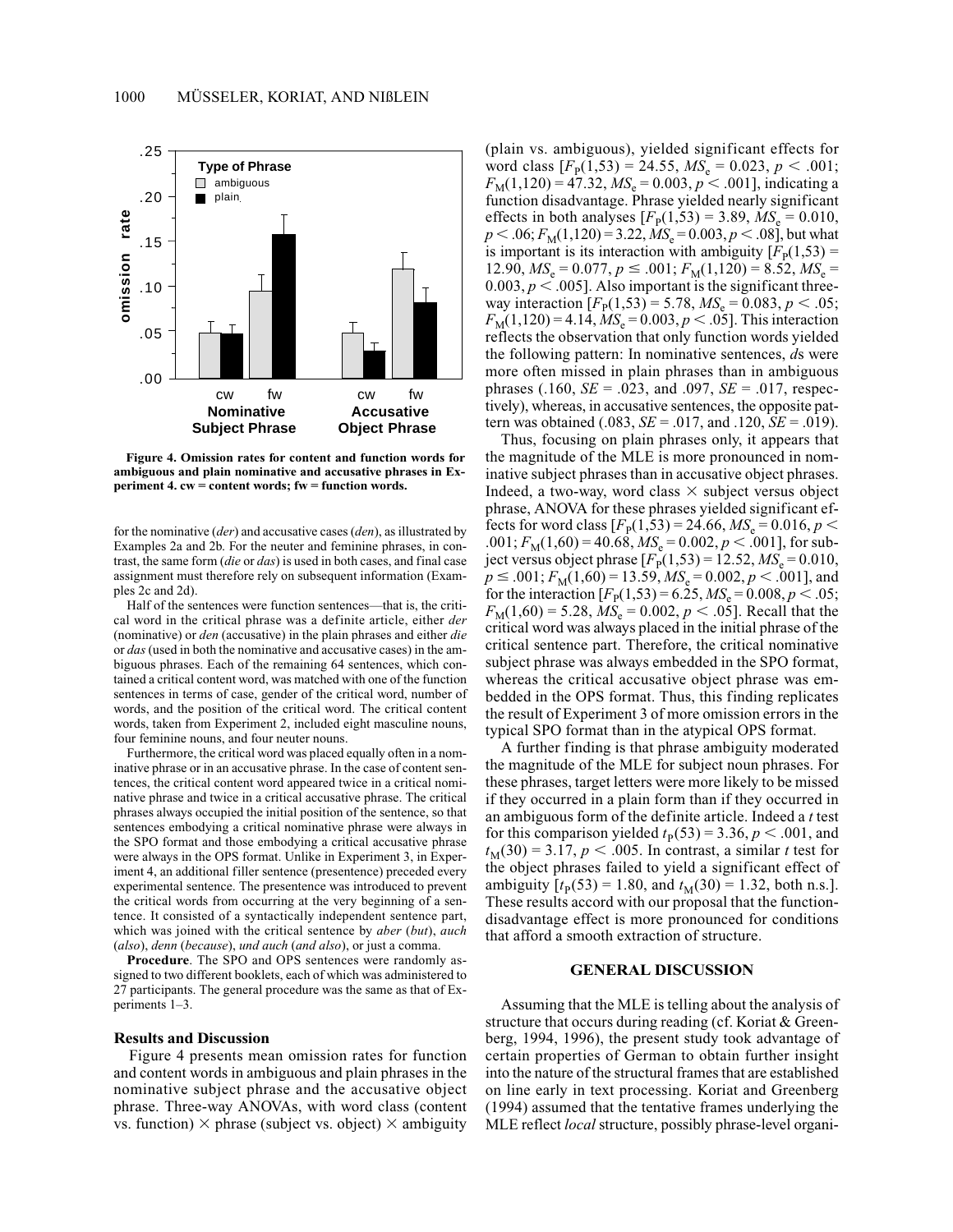Figure 4. Omission rates for content and function words for ambiguous and plain nominative and accusative phrases in Experiment 4. cw = content words; fw = function words.

for the nominative (*der*) and accusative cases (*den*), as illustrated by Examples 2a and 2b. For the neuter and feminine phrases, in contrast, the same form (*die* or *das*) is used in both cases, and final case assignment must therefore rely on subsequent information (Examples 2c and 2d).

Half of the sentences were function sentences—that is, the critical word in the critical phrase was a definite article, either *der* (nominative) or *den* (accusative) in the plain phrases and either *die* or *das* (used in both the nominative and accusative cases) in the ambiguous phrases. Each of the remaining 64 sentences, which contained a critical content word, was matched with one of the function sentences in terms of case, gender of the critical word, number of words, and the position of the critical word. The critical content words, taken from Experiment 2, included eight masculine nouns, four feminine nouns, and four neuter nouns.

Furthermore, the critical word was placed equally often in a nominative phrase or in an accusative phrase. In the case of content sentences, the critical content word appeared twice in a critical nominative phrase and twice in a critical accusative phrase. The critical phrases always occupied the initial position of the sentence, so that sentences embodying a critical nominative phrase were always in the SPO format and those embodying a critical accusative phrase were always in the OPS format. Unlike in Experiment 3, in Experiment 4, an additional filler sentence (presentence) preceded every experimental sentence. The presentence was introduced to prevent the critical words from occurring at the very beginning of a sentence. It consisted of a syntactically independent sentence part, which was joined with the critical sentence by *aber* (*but*), *auch* (*also*), *denn* (*because*), *und auch* (*and also*), or just a comma.

**Procedure**. The SPO and OPS sentences were randomly assigned to two different booklets, each of which was administered to 27 participants. The general procedure was the same as that of Experiments 1–3.

### Results and Discussion

Figure 4 presents mean omission rates for function and content words in ambiguous and plain phrases in the nominative subject phrase and the accusative object phrase. Three-way ANOVAs, with word class (content vs. function) × phrase (subject vs. object) × ambiguity (plain vs. ambiguous), yielded significant effects for word class [$F_P(1,53) = 24.55$, $MS_e = 0.023$, $p < .001$; $F_M(1,120) = 47.32$, $MS_e = 0.003$, $p < .001$], indicating a function disadvantage. Phrase yielded nearly significant effects in both analyses [$F_P(1,53) = 3.89$, $MS_e = 0.010$, $p < .06$; $F_M(1,120) = 3.22$, $MS_e = 0.003$, $p < .08$], but what is important is its interaction with ambiguity [$F_P(1,53) = 12.90$, $MS_e = 0.077$, $p \leq .001$; $F_M(1,120) = 8.52$, $MS_e = 0.003$, $p < .005$]. Also important is the significant three-way interaction [$F_P(1,53) = 5.78$, $MS_e = 0.083$, $p < .05$; $F_M(1,120) = 4.14$, $MS_e = 0.003$, $p < .05$]. This interaction reflects the observation that only function words yielded the following pattern: In nominative sentences, *d*s were more often missed in plain phrases than in ambiguous phrases (.160, *SE* = .023, and .097, *SE* = .017, respectively), whereas, in accusative sentences, the opposite pattern was obtained (.083, *SE* = .017, and .120, *SE* = .019).

Thus, focusing on plain phrases only, it appears that the magnitude of the MLE is more pronounced in nominative subject phrases than in accusative object phrases. Indeed, a two-way, word class × subject versus object phrase, ANOVA for these phrases yielded significant effects for word class [$F_P(1,53) = 24.66$, $MS_e = 0.016$, $p < .001$; $F_M(1,60) = 40.68$, $MS_e = 0.002$, $p < .001$], for subject versus object phrase [$F_P(1,53) = 12.52$, $MS_e = 0.010$, $p \leq .001$; $F_M(1,60) = 13.59$, $MS_e = 0.002$, $p < .001$], and for the interaction [$F_P(1,53) = 6.25$, $MS_e = 0.008$, $p < .05$; $F_M(1,60) = 5.28$, $MS_e = 0.002$, $p < .05$]. Recall that the critical word was always placed in the initial phrase of the critical sentence part. Therefore, the critical nominative subject phrase was always embedded in the SPO format, whereas the critical accusative object phrase was embedded in the OPS format. Thus, this finding replicates the result of Experiment 3 of more omission errors in the typical SPO format than in the atypical OPS format.

A further finding is that phrase ambiguity moderated the magnitude of the MLE for subject noun phrases. For these phrases, target letters were more likely to be missed if they occurred in a plain form than if they occurred in an ambiguous form of the definite article. Indeed a *t* test for this comparison yielded $t_P(53) = 3.36$, $p < .001$, and $t_M(30) = 3.17$, $p < .005$. In contrast, a similar *t* test for the object phrases failed to yield a significant effect of ambiguity [$t_P(53) = 1.80$, and $t_M(30) = 1.32$, both n.s.]. These results accord with our proposal that the function-disadvantage effect is more pronounced for conditions that afford a smooth extraction of structure.

## GENERAL DISCUSSION

Assuming that the MLE is telling about the analysis of structure that occurs during reading (cf. Koriat & Greenberg, 1994, 1996), the present study took advantage of certain properties of German to obtain further insight into the nature of the structural frames that are established on line early in text processing. Koriat and Greenberg (1994) assumed that the tentative frames underlying the MLE reflect *local* structure, possibly phrase-level organi-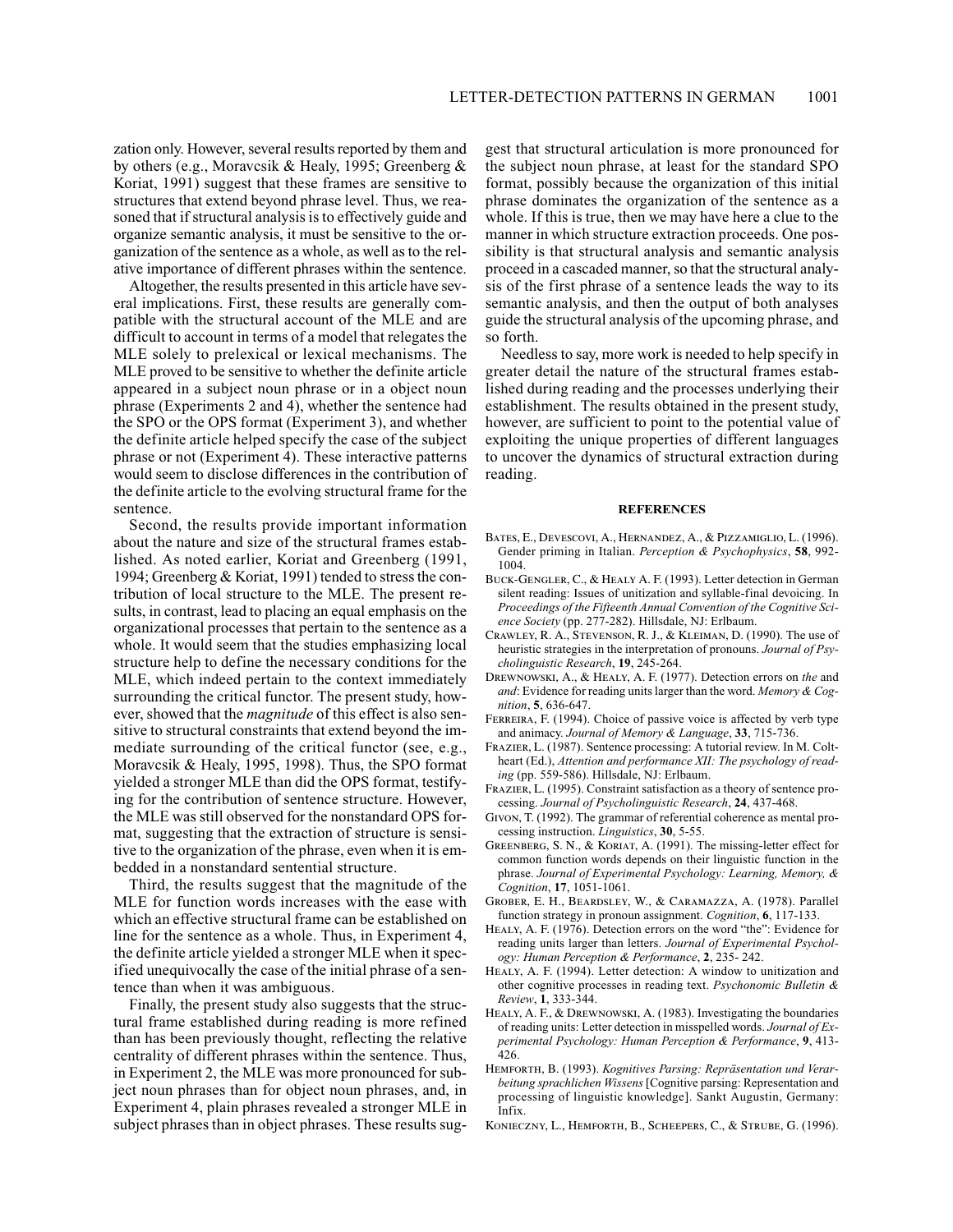zation only. However, several results reported by them and by others (e.g., Moravcsik & Healy, 1995; Greenberg & Koriat, 1991) suggest that these frames are sensitive to structures that extend beyond phrase level. Thus, we reasoned that if structural analysis is to effectively guide and organize semantic analysis, it must be sensitive to the organization of the sentence as a whole, as well as to the relative importance of different phrases within the sentence.

Altogether, the results presented in this article have several implications. First, these results are generally compatible with the structural account of the MLE and are difficult to account in terms of a model that relegates the MLE solely to prelexical or lexical mechanisms. The MLE proved to be sensitive to whether the definite article appeared in a subject noun phrase or in a object noun phrase (Experiments 2 and 4), whether the sentence had the SPO or the OPS format (Experiment 3), and whether the definite article helped specify the case of the subject phrase or not (Experiment 4). These interactive patterns would seem to disclose differences in the contribution of the definite article to the evolving structural frame for the sentence.

Second, the results provide important information about the nature and size of the structural frames established. As noted earlier, Koriat and Greenberg (1991, 1994; Greenberg & Koriat, 1991) tended to stress the contribution of local structure to the MLE. The present results, in contrast, lead to placing an equal emphasis on the organizational processes that pertain to the sentence as a whole. It would seem that the studies emphasizing local structure help to define the necessary conditions for the MLE, which indeed pertain to the context immediately surrounding the critical functor. The present study, however, showed that the *magnitude* of this effect is also sensitive to structural constraints that extend beyond the immediate surrounding of the critical functor (see, e.g., Moravcsik & Healy, 1995, 1998). Thus, the SPO format yielded a stronger MLE than did the OPS format, testifying for the contribution of sentence structure. However, the MLE was still observed for the nonstandard OPS format, suggesting that the extraction of structure is sensitive to the organization of the phrase, even when it is embedded in a nonstandard sentential structure.

Third, the results suggest that the magnitude of the MLE for function words increases with the ease with which an effective structural frame can be established on line for the sentence as a whole. Thus, in Experiment 4, the definite article yielded a stronger MLE when it specified unequivocally the case of the initial phrase of a sentence than when it was ambiguous.

Finally, the present study also suggests that the structural frame established during reading is more refined than has been previously thought, reflecting the relative centrality of different phrases within the sentence. Thus, in Experiment 2, the MLE was more pronounced for subject noun phrases than for object noun phrases, and, in Experiment 4, plain phrases revealed a stronger MLE in subject phrases than in object phrases. These results suggest that structural articulation is more pronounced for the subject noun phrase, at least for the standard SPO format, possibly because the organization of this initial phrase dominates the organization of the sentence as a whole. If this is true, then we may have here a clue to the manner in which structure extraction proceeds. One possibility is that structural analysis and semantic analysis proceed in a cascaded manner, so that the structural analysis of the first phrase of a sentence leads the way to its semantic analysis, and then the output of both analyses guide the structural analysis of the upcoming phrase, and so forth.

Needless to say, more work is needed to help specify in greater detail the nature of the structural frames established during reading and the processes underlying their establishment. The results obtained in the present study, however, are sufficient to point to the potential value of exploiting the unique properties of different languages to uncover the dynamics of structural extraction during reading.

## REFERENCES

Bates, E., Devescovi, A., Hernandez, A., & Pizzamiglio, L. (1996). Gender priming in Italian. *Perception & Psychophysics*, **58**, 992-1004.

Buck-Gengler, C., & Healy A. F. (1993). Letter detection in German silent reading: Issues of unitization and syllable-final devoicing. In *Proceedings of the Fifteenth Annual Convention of the Cognitive Science Society* (pp. 277-282). Hillsdale, NJ: Erlbaum.

Crawley, R. A., Stevenson, R. J., & Kleiman, D. (1990). The use of heuristic strategies in the interpretation of pronouns. *Journal of Psycholinguistic Research*, **19**, 245-264.

Drewnowski, A., & Healy, A. F. (1977). Detection errors on *the* and *and*: Evidence for reading units larger than the word. *Memory & Cognition*, **5**, 636-647.

Ferreira, F. (1994). Choice of passive voice is affected by verb type and animacy. *Journal of Memory & Language*, **33**, 715-736.

Frazier, L. (1987). Sentence processing: A tutorial review. In M. Coltheart (Ed.), *Attention and performance XII: The psychology of reading* (pp. 559-586). Hillsdale, NJ: Erlbaum.

Frazier, L. (1995). Constraint satisfaction as a theory of sentence processing. *Journal of Psycholinguistic Research*, **24**, 437-468.

Givon, T. (1992). The grammar of referential coherence as mental processing instruction. *Linguistics*, **30**, 5-55.

Greenberg, S. N., & Koriat, A. (1991). The missing-letter effect for common function words depends on their linguistic function in the phrase. *Journal of Experimental Psychology: Learning, Memory, & Cognition*, **17**, 1051-1061.

Grober, E. H., Beardsley, W., & Caramazza, A. (1978). Parallel function strategy in pronoun assignment. *Cognition*, **6**, 117-133.

Healy, A. F. (1976). Detection errors on the word "the": Evidence for reading units larger than letters. *Journal of Experimental Psychology: Human Perception & Performance*, **2**, 235- 242.

Healy, A. F. (1994). Letter detection: A window to unitization and other cognitive processes in reading text. *Psychonomic Bulletin & Review*, **1**, 333-344.

Healy, A. F., & Drewnowski, A. (1983). Investigating the boundaries of reading units: Letter detection in misspelled words. *Journal of Experimental Psychology: Human Perception & Performance*, **9**, 413-426.

Hemforth, B. (1993). *Kognitives Parsing: Repräsentation und Verarbeitung sprachlichen Wissens* [Cognitive parsing: Representation and processing of linguistic knowledge]. Sankt Augustin, Germany: Infix.

Konieczny, L., Hemforth, B., Scheepers, C., & Strube, G. (1996).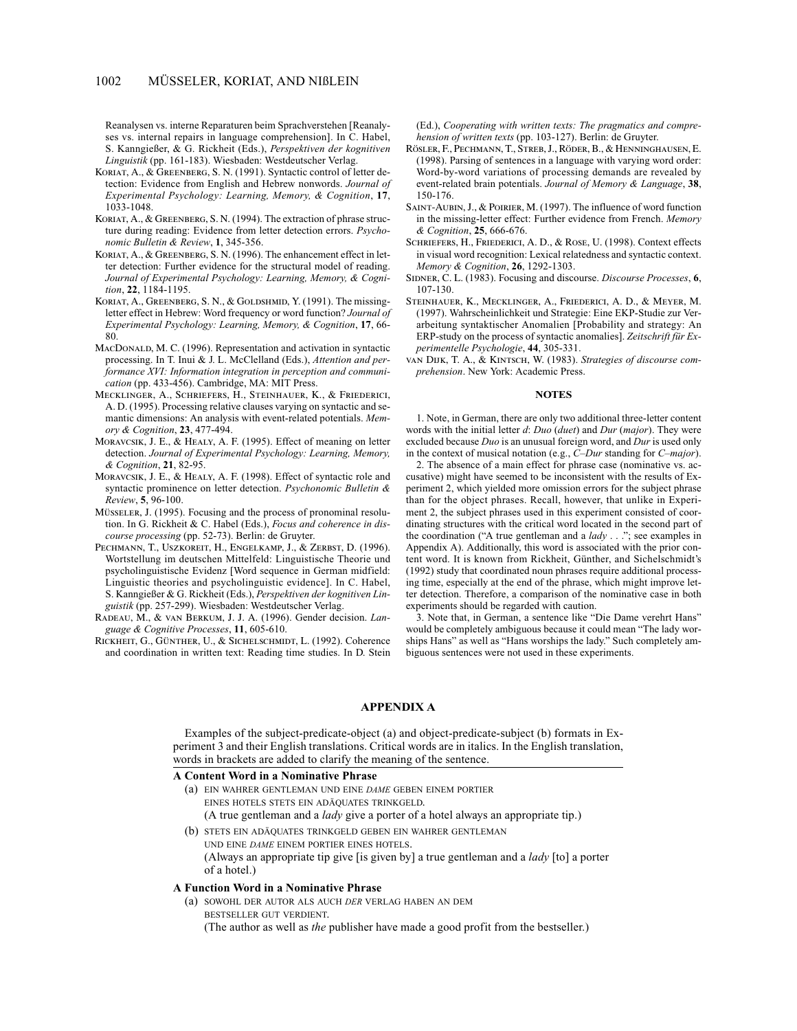Reanalysen vs. interne Reparaturen beim Sprachverstehen [Reanalyses vs. internal repairs in language comprehension]. In C. Habel, S. Kanngießer, & G. Rickheit (Eds.), *Perspektiven der kognitiven Linguistik* (pp. 161-183). Wiesbaden: Westdeutscher Verlag.

Koriat, A., & Greenberg, S. N. (1991). Syntactic control of letter detection: Evidence from English and Hebrew nonwords. *Journal of Experimental Psychology: Learning, Memory, & Cognition*, **17**, 1033-1048.

Koriat, A., & Greenberg, S. N. (1994). The extraction of phrase structure during reading: Evidence from letter detection errors. *Psychonomic Bulletin & Review*, **1**, 345-356.

Koriat, A., & Greenberg, S. N. (1996). The enhancement effect in letter detection: Further evidence for the structural model of reading. *Journal of Experimental Psychology: Learning, Memory, & Cognition*, **22**, 1184-1195.

Koriat, A., Greenberg, S. N., & Goldshmid, Y. (1991). The missing-letter effect in Hebrew: Word frequency or word function? *Journal of Experimental Psychology: Learning, Memory, & Cognition*, **17**, 66-80.

MacDonald, M. C. (1996). Representation and activation in syntactic processing. In T. Inui & J. L. McClelland (Eds.), *Attention and performance XVI: Information integration in perception and communication* (pp. 433-456). Cambridge, MA: MIT Press.

Mecklinger, A., Schriefers, H., Steinhauer, K., & Friederici, A. D. (1995). Processing relative clauses varying on syntactic and semantic dimensions: An analysis with event-related potentials. *Memory & Cognition*, **23**, 477-494.

Moravcsik, J. E., & Healy, A. F. (1995). Effect of meaning on letter detection. *Journal of Experimental Psychology: Learning, Memory, & Cognition*, **21**, 82-95.

Moravcsik, J. E., & Healy, A. F. (1998). Effect of syntactic role and syntactic prominence on letter detection. *Psychonomic Bulletin & Review*, **5**, 96-100.

Müsseler, J. (1995). Focusing and the process of pronominal resolution. In G. Rickheit & C. Habel (Eds.), *Focus and coherence in discourse processing* (pp. 52-73). Berlin: de Gruyter.

Pechmann, T., Uszkoreit, H., Engelkamp, J., & Zerbst, D. (1996). Wortstellung im deutschen Mittelfeld: Linguistische Theorie und psycholinguistische Evidenz [Word sequence in German midfield: Linguistic theories and psycholinguistic evidence]. In C. Habel, S. Kanngießer & G. Rickheit (Eds.), *Perspektiven der kognitiven Linguistik* (pp. 257-299). Wiesbaden: Westdeutscher Verlag.

Radeau, M., & van Berkum, J. J. A. (1996). Gender decision. *Language & Cognitive Processes*, **11**, 605-610.

Rickheit, G., Günther, U., & Sichelschmidt, L. (1992). Coherence and coordination in written text: Reading time studies. In D. Stein (Ed.), *Cooperating with written texts: The pragmatics and comprehension of written texts* (pp. 103-127). Berlin: de Gruyter.

Rösler, F., Pechmann, T., Streb, J., Röder, B., & Henninghausen, E. (1998). Parsing of sentences in a language with varying word order: Word-by-word variations of processing demands are revealed by event-related brain potentials. *Journal of Memory & Language*, **38**, 150-176.

Saint-Aubin, J., & Poirier, M. (1997). The influence of word function in the missing-letter effect: Further evidence from French. *Memory & Cognition*, **25**, 666-676.

Schriefers, H., Friederici, A. D., & Rose, U. (1998). Context effects in visual word recognition: Lexical relatedness and syntactic context. *Memory & Cognition*, **26**, 1292-1303.

Sidner, C. L. (1983). Focusing and discourse. *Discourse Processes*, **6**, 107-130.

Steinhauer, K., Mecklinger, A., Friederici, A. D., & Meyer, M. (1997). Wahrscheinlichkeit und Strategie: Eine EKP-Studie zur Verarbeitung syntaktischer Anomalien [Probability and strategy: An ERP-study on the process of syntactic anomalies]. *Zeitschrift für Experimentelle Psychologie*, **44**, 305-331.

van Dijk, T. A., & Kintsch, W. (1983). *Strategies of discourse comprehension*. New York: Academic Press.

## NOTES

1. Note, in German, there are only two additional three-letter content words with the initial letter *d*: *Duo* (*duet*) and *Dur* (*major*). They were excluded because *Duo* is an unusual foreign word, and *Dur* is used only in the context of musical notation (e.g., *C–Dur* standing for *C–major*).

2. The absence of a main effect for phrase case (nominative vs. accusative) might have seemed to be inconsistent with the results of Experiment 2, which yielded more omission errors for the subject phrase than for the object phrases. Recall, however, that unlike in Experiment 2, the subject phrases used in this experiment consisted of coordinating structures with the critical word located in the second part of the coordination ("A true gentleman and a *lady* . . ."; see examples in Appendix A). Additionally, this word is associated with the prior content word. It is known from Rickheit, Günther, and Sichelschmidt's (1992) study that coordinated noun phrases require additional processing time, especially at the end of the phrase, which might improve letter detection. Therefore, a comparison of the nominative case in both experiments should be regarded with caution.

3. Note that, in German, a sentence like "Die Dame verehrt Hans" would be completely ambiguous because it could mean "The lady worships Hans" as well as "Hans worships the lady." Such completely ambiguous sentences were not used in these experiments.

## APPENDIX A

Examples of the subject-predicate-object (a) and object-predicate-subject (b) formats in Experiment 3 and their English translations. Critical words are in italics. In the English translation, words in brackets are added to clarify the meaning of the sentence.

**A Content Word in a Nominative Phrase**

(a) EIN WAHRER GENTLEMAN UND EINE *DAME* GEBEN EINEM PORTIER EINES HOTELS STETS EIN ADÄQUATES TRINKGELD.
(A true gentleman and a *lady* give a porter of a hotel always an appropriate tip.)

(b) STETS EIN ADÄQUATES TRINKGELD GEBEN EIN WAHRER GENTLEMAN UND EINE *DAME* EINEM PORTIER EINES HOTELS.
(Always an appropriate tip give [is given by] a true gentleman and a *lady* [to] a porter of a hotel.)

**A Function Word in a Nominative Phrase**

(a) SOWOHL DER AUTOR ALS AUCH *DER* VERLAG HABEN AN DEM BESTSELLER GUT VERDIENT.
(The author as well as *the* publisher have made a good profit from the bestseller.)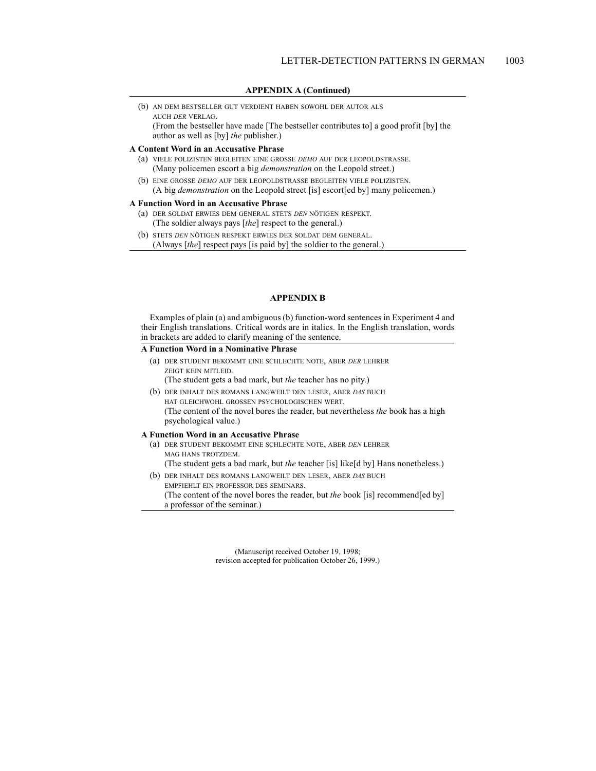**APPENDIX A (Continued)**

(b) AN DEM BESTSELLER GUT VERDIENT HABEN SOWOHL DER AUTOR ALS AUCH *DER* VERLAG.
(From the bestseller have made [The bestseller contributes to] a good profit [by] the author as well as [by] *the* publisher.)

**A Content Word in an Accusative Phrase**

(a) VIELE POLIZISTEN BEGLEITEN EINE GROSSE *DEMO* AUF DER LEOPOLDSTRASSE.
(Many policemen escort a big *demonstration* on the Leopold street.)

(b) EINE GROSSE *DEMO* AUF DER LEOPOLDSTRASSE BEGLEITEN VIELE POLIZISTEN.
(A big *demonstration* on the Leopold street [is] escort[ed by] many policemen.)

**A Function Word in an Accusative Phrase**

(a) DER SOLDAT ERWIES DEM GENERAL STETS *DEN* NÖTIGEN RESPEKT.
(The soldier always pays [*the*] respect to the general.)

(b) STETS *DEN* NÖTIGEN RESPEKT ERWIES DER SOLDAT DEM GENERAL.
(Always [*the*] respect pays [is paid by] the soldier to the general.)

## APPENDIX B

Examples of plain (a) and ambiguous (b) function-word sentences in Experiment 4 and their English translations. Critical words are in italics. In the English translation, words in brackets are added to clarify meaning of the sentence.

**A Function Word in a Nominative Phrase**

(a) DER STUDENT BEKOMMT EINE SCHLECHTE NOTE, ABER *DER* LEHRER ZEIGT KEIN MITLEID.
(The student gets a bad mark, but *the* teacher has no pity.)

(b) DER INHALT DES ROMANS LANGWEILT DEN LESER, ABER *DAS* BUCH HAT GLEICHWOHL GROSSEN PSYCHOLOGISCHEN WERT.
(The content of the novel bores the reader, but nevertheless *the* book has a high psychological value.)

**A Function Word in an Accusative Phrase**

(a) DER STUDENT BEKOMMT EINE SCHLECHTE NOTE, ABER *DEN* LEHRER MAG HANS TROTZDEM.
(The student gets a bad mark, but *the* teacher [is] like[d by] Hans nonetheless.)

(b) DER INHALT DES ROMANS LANGWEILT DEN LESER, ABER *DAS* BUCH EMPFIEHLT EIN PROFESSOR DES SEMINARS.
(The content of the novel bores the reader, but *the* book [is] recommend[ed by] a professor of the seminar.)

(Manuscript received October 19, 1998;
revision accepted for publication October 26, 1999.)